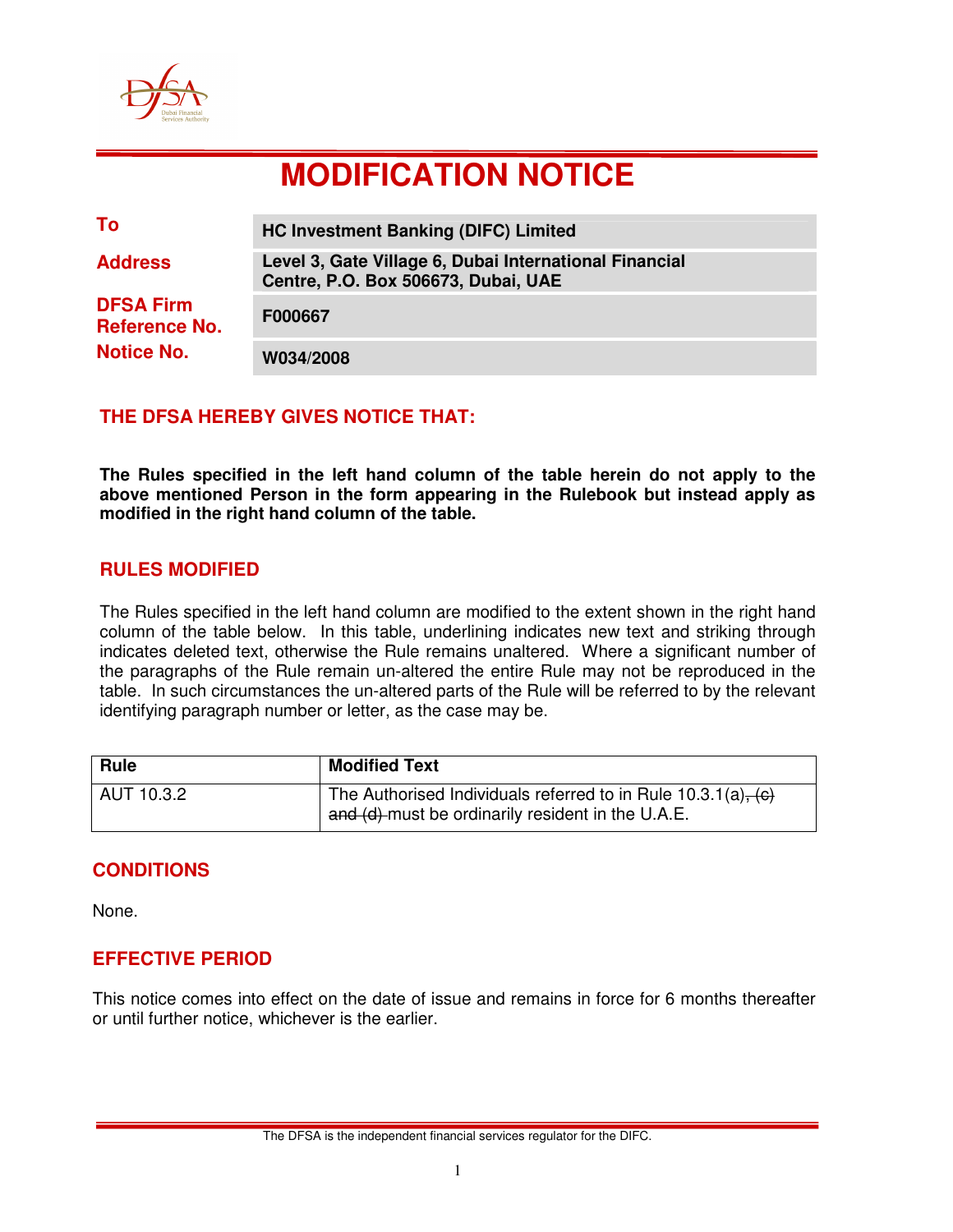# MODIFICATION NOTICE

| | |
|---|---|
| **To** | **HC Investment Banking (DIFC) Limited** |
| **Address** | **Level 3, Gate Village 6, Dubai International Financial Centre, P.O. Box 506673, Dubai, UAE** |
| **DFSA Firm Reference No.** | **F000667** |
| **Notice No.** | **W034/2008** |

## THE DFSA HEREBY GIVES NOTICE THAT:

**The Rules specified in the left hand column of the table herein do not apply to the above mentioned Person in the form appearing in the Rulebook but instead apply as modified in the right hand column of the table.**

## RULES MODIFIED

The Rules specified in the left hand column are modified to the extent shown in the right hand column of the table below. In this table, underlining indicates new text and striking through indicates deleted text, otherwise the Rule remains unaltered. Where a significant number of the paragraphs of the Rule remain un-altered the entire Rule may not be reproduced in the table. In such circumstances the un-altered parts of the Rule will be referred to by the relevant identifying paragraph number or letter, as the case may be.

| Rule | Modified Text |
|---|---|
| AUT 10.3.2 | The Authorised Individuals referred to in Rule 10.3.1(a)~~, (c) and (d)~~ must be ordinarily resident in the U.A.E. |

## CONDITIONS

None.

## EFFECTIVE PERIOD

This notice comes into effect on the date of issue and remains in force for 6 months thereafter or until further notice, whichever is the earlier.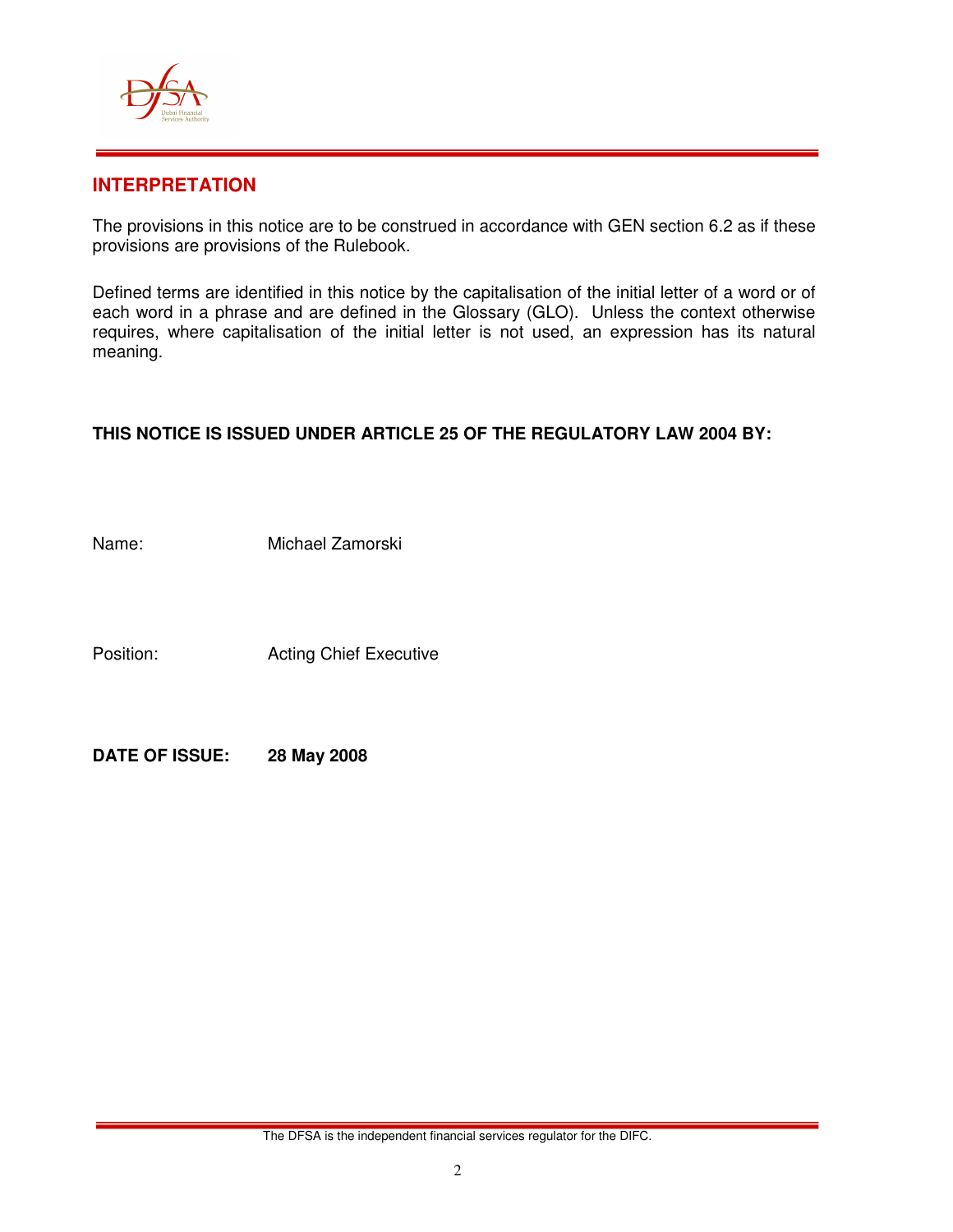## INTERPRETATION

The provisions in this notice are to be construed in accordance with GEN section 6.2 as if these provisions are provisions of the Rulebook.

Defined terms are identified in this notice by the capitalisation of the initial letter of a word or of each word in a phrase and are defined in the Glossary (GLO). Unless the context otherwise requires, where capitalisation of the initial letter is not used, an expression has its natural meaning.

**THIS NOTICE IS ISSUED UNDER ARTICLE 25 OF THE REGULATORY LAW 2004 BY:**

Name: Michael Zamorski

Position: Acting Chief Executive

**DATE OF ISSUE: 28 May 2008**